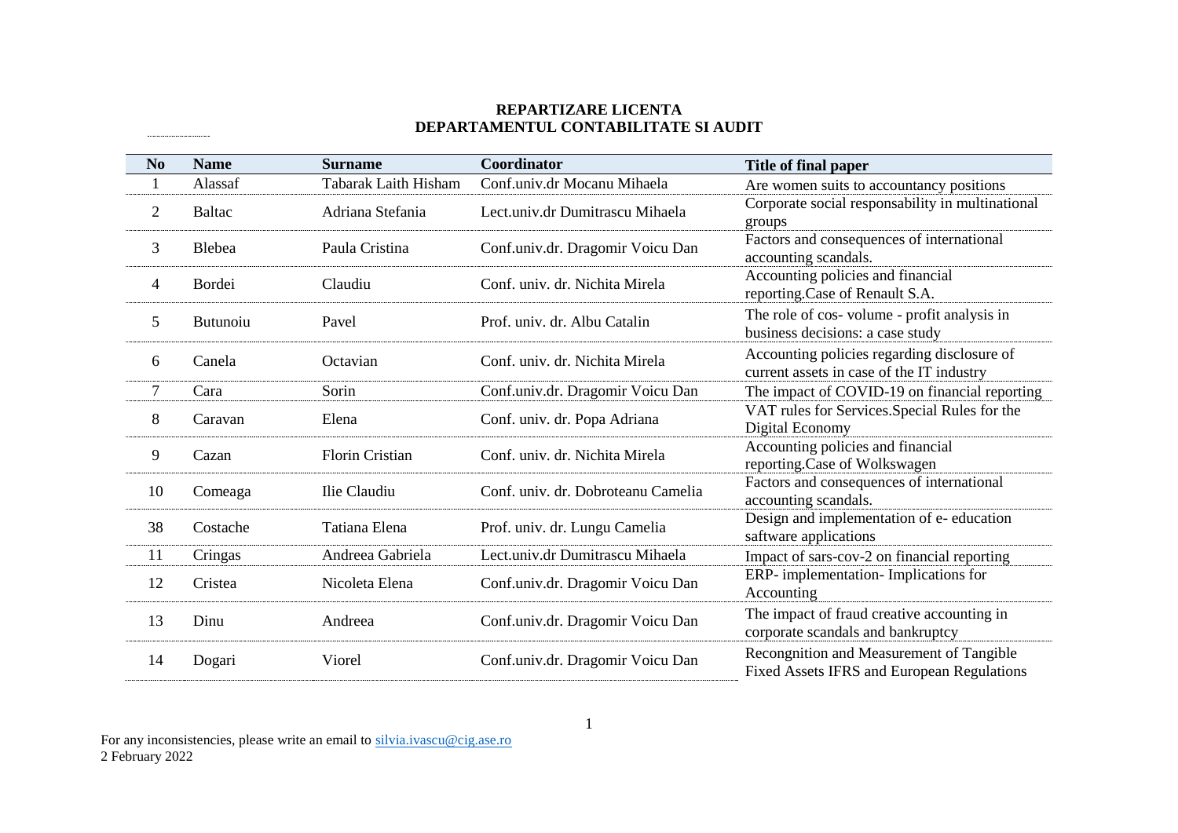**REPARTIZARE LICENTA**
**DEPARTAMENTUL CONTABILITATE SI AUDIT**

| No | Name | Surname | Coordinator | Title of final paper |
|---|---|---|---|---|
| 1 | Alassaf | Tabarak Laith Hisham | Conf.univ.dr Mocanu Mihaela | Are women suits to accountancy positions |
| 2 | Baltac | Adriana Stefania | Lect.univ.dr Dumitrascu Mihaela | Corporate social responsability in multinational groups |
| 3 | Blebea | Paula Cristina | Conf.univ.dr. Dragomir Voicu Dan | Factors and consequences of international accounting scandals. |
| 4 | Bordei | Claudiu | Conf. univ. dr. Nichita Mirela | Accounting policies and financial reporting.Case of Renault S.A. |
| 5 | Butunoiu | Pavel | Prof. univ. dr. Albu Catalin | The role of cos- volume - profit analysis in business decisions: a case study |
| 6 | Canela | Octavian | Conf. univ. dr. Nichita Mirela | Accounting policies regarding disclosure of current assets in case of the IT industry |
| 7 | Cara | Sorin | Conf.univ.dr. Dragomir Voicu Dan | The impact of COVID-19 on financial reporting |
| 8 | Caravan | Elena | Conf. univ. dr. Popa Adriana | VAT rules for Services.Special Rules for the Digital Economy |
| 9 | Cazan | Florin Cristian | Conf. univ. dr. Nichita Mirela | Accounting policies and financial reporting.Case of Wolkswagen |
| 10 | Comeaga | Ilie Claudiu | Conf. univ. dr. Dobroteanu Camelia | Factors and consequences of international accounting scandals. |
| 38 | Costache | Tatiana Elena | Prof. univ. dr. Lungu Camelia | Design and implementation of e- education saftware applications |
| 11 | Cringas | Andreea Gabriela | Lect.univ.dr Dumitrascu Mihaela | Impact of sars-cov-2 on financial reporting |
| 12 | Cristea | Nicoleta Elena | Conf.univ.dr. Dragomir Voicu Dan | ERP- implementation- Implications for Accounting |
| 13 | Dinu | Andreea | Conf.univ.dr. Dragomir Voicu Dan | The impact of fraud creative accounting in corporate scandals and bankruptcy |
| 14 | Dogari | Viorel | Conf.univ.dr. Dragomir Voicu Dan | Recongnition and Measurement of Tangible Fixed Assets IFRS and European Regulations |

For any inconsistencies, please write an email to silvia.ivascu@cig.ase.ro
2 February 2022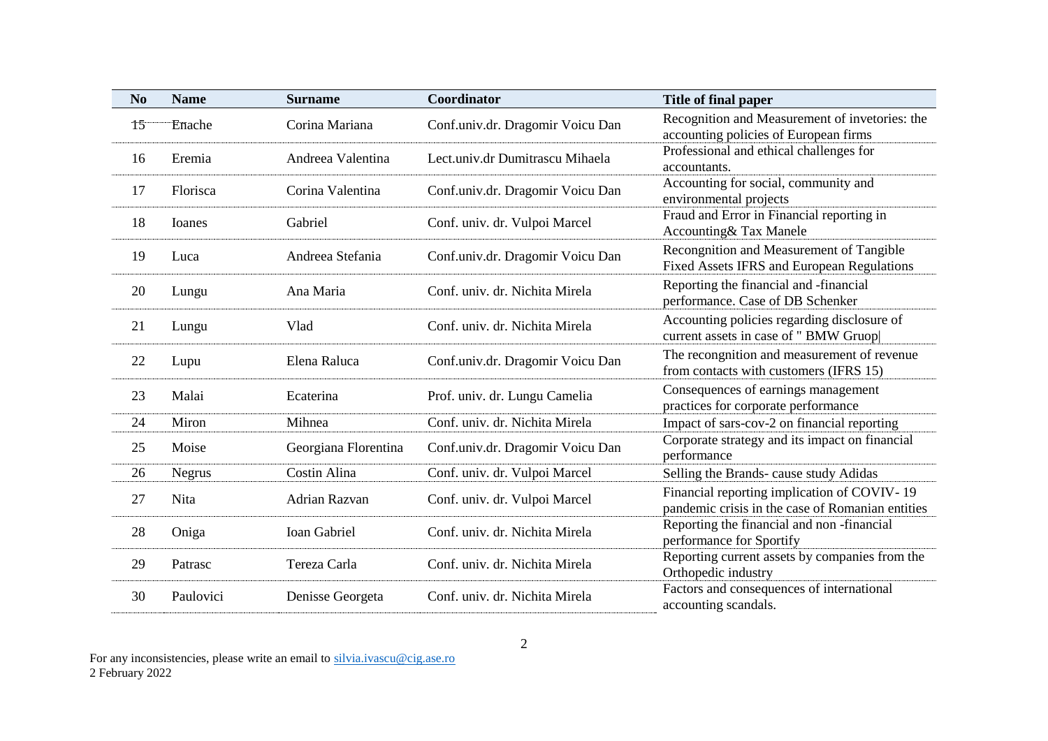| No | Name | Surname | Coordinator | Title of final paper |
|---|---|---|---|---|
| 15 | Enache | Corina Mariana | Conf.univ.dr. Dragomir Voicu Dan | Recognition and Measurement of invetories: the accounting policies of European firms |
| 16 | Eremia | Andreea Valentina | Lect.univ.dr Dumitrascu Mihaela | Professional and ethical challenges for accountants. |
| 17 | Florisca | Corina Valentina | Conf.univ.dr. Dragomir Voicu Dan | Accounting for social, community and environmental projects |
| 18 | Ioanes | Gabriel | Conf. univ. dr. Vulpoi Marcel | Fraud and Error in Financial reporting in Accounting& Tax Manele |
| 19 | Luca | Andreea Stefania | Conf.univ.dr. Dragomir Voicu Dan | Recongnition and Measurement of Tangible Fixed Assets IFRS and European Regulations |
| 20 | Lungu | Ana Maria | Conf. univ. dr. Nichita Mirela | Reporting the financial and -financial performance. Case of DB Schenker |
| 21 | Lungu | Vlad | Conf. univ. dr. Nichita Mirela | Accounting policies regarding disclosure of current assets in case of " BMW Gruop\| |
| 22 | Lupu | Elena Raluca | Conf.univ.dr. Dragomir Voicu Dan | The recongnition and measurement of revenue from contacts with customers (IFRS 15) |
| 23 | Malai | Ecaterina | Prof. univ. dr. Lungu Camelia | Consequences of earnings management practices for corporate performance |
| 24 | Miron | Mihnea | Conf. univ. dr. Nichita Mirela | Impact of sars-cov-2 on financial reporting |
| 25 | Moise | Georgiana Florentina | Conf.univ.dr. Dragomir Voicu Dan | Corporate strategy and its impact on financial performance |
| 26 | Negrus | Costin Alina | Conf. univ. dr. Vulpoi Marcel | Selling the Brands- cause study Adidas |
| 27 | Nita | Adrian Razvan | Conf. univ. dr. Vulpoi Marcel | Financial reporting implication of COVIV- 19 pandemic crisis in the case of Romanian entities |
| 28 | Oniga | Ioan Gabriel | Conf. univ. dr. Nichita Mirela | Reporting the financial and non -financial performance for Sportify |
| 29 | Patrasc | Tereza Carla | Conf. univ. dr. Nichita Mirela | Reporting current assets by companies from the Orthopedic industry |
| 30 | Paulovici | Denisse Georgeta | Conf. univ. dr. Nichita Mirela | Factors and consequences of international accounting scandals. |

For any inconsistencies, please write an email to silvia.ivascu@cig.ase.ro
2 February 2022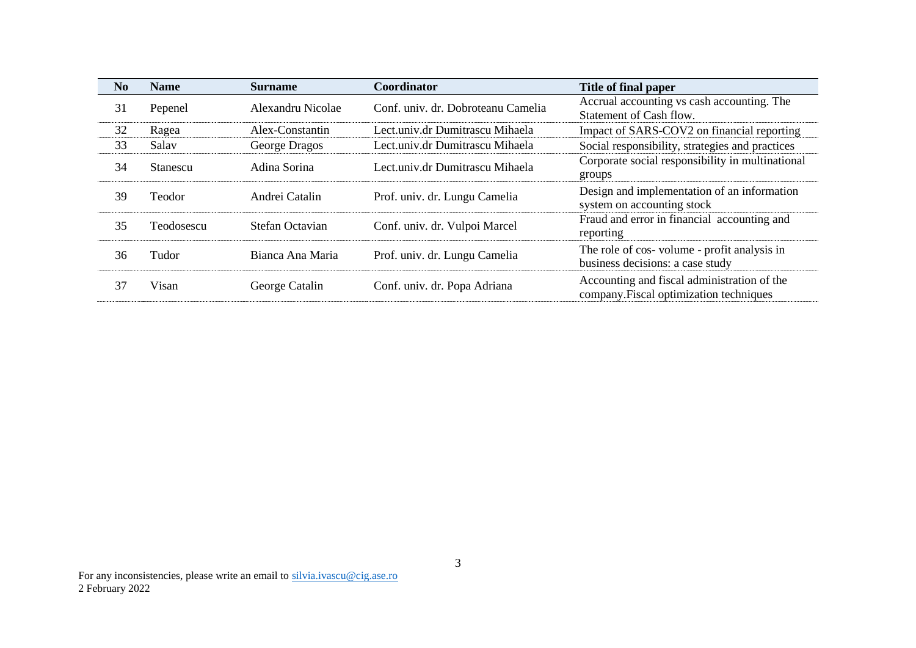| No | Name | Surname | Coordinator | Title of final paper |
|---|---|---|---|---|
| 31 | Pepenel | Alexandru Nicolae | Conf. univ. dr. Dobroteanu Camelia | Accrual accounting vs cash accounting. The Statement of Cash flow. |
| 32 | Ragea | Alex-Constantin | Lect.univ.dr Dumitrascu Mihaela | Impact of SARS-COV2 on financial reporting |
| 33 | Salav | George Dragos | Lect.univ.dr Dumitrascu Mihaela | Social responsibility, strategies and practices |
| 34 | Stanescu | Adina Sorina | Lect.univ.dr Dumitrascu Mihaela | Corporate social responsibility in multinational groups |
| 39 | Teodor | Andrei Catalin | Prof. univ. dr. Lungu Camelia | Design and implementation of an information system on accounting stock |
| 35 | Teodosescu | Stefan Octavian | Conf. univ. dr. Vulpoi Marcel | Fraud and error in financial accounting and reporting |
| 36 | Tudor | Bianca Ana Maria | Prof. univ. dr. Lungu Camelia | The role of cos- volume - profit analysis in business decisions: a case study |
| 37 | Visan | George Catalin | Conf. univ. dr. Popa Adriana | Accounting and fiscal administration of the company.Fiscal optimization techniques |

For any inconsistencies, please write an email to silvia.ivascu@cig.ase.ro
2 February 2022